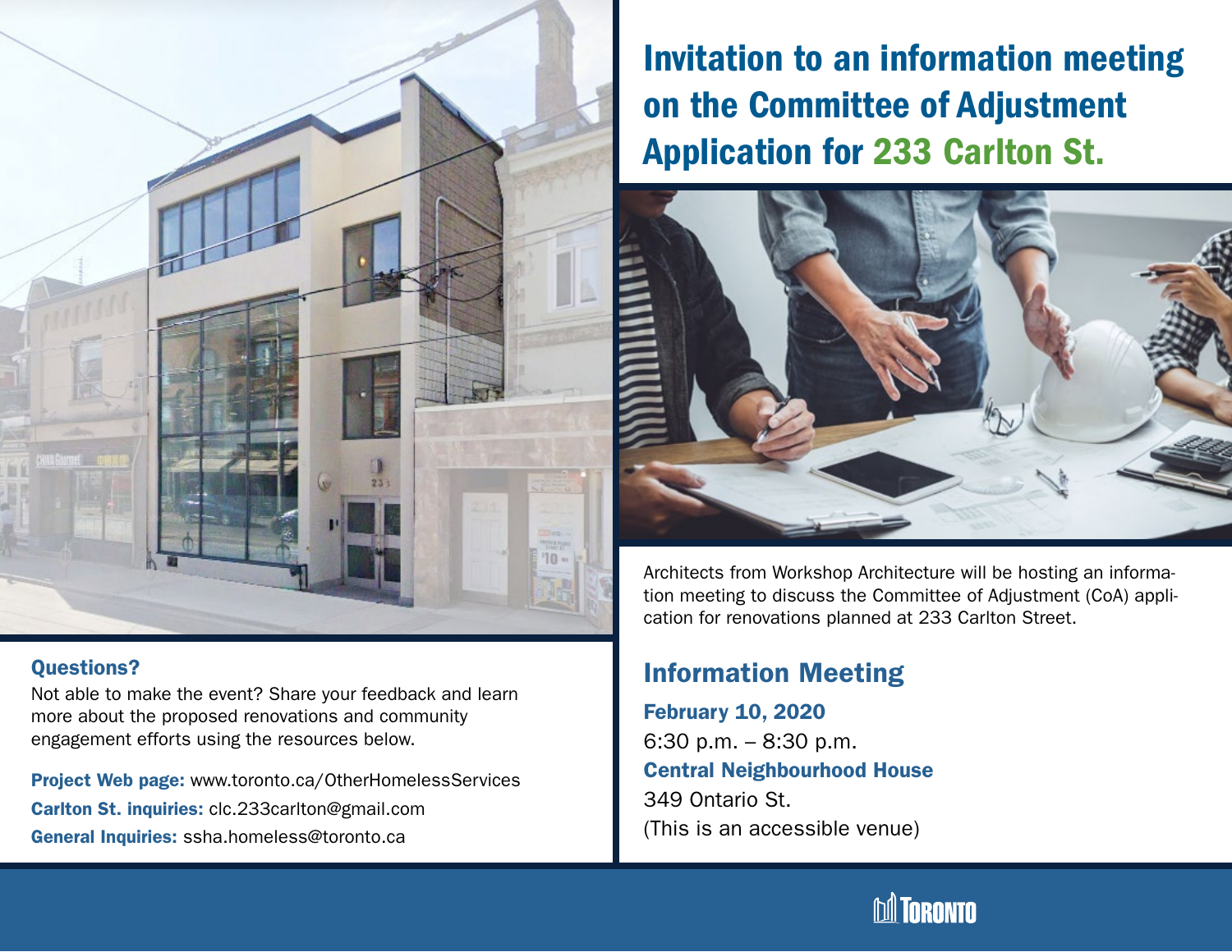# Invitation to an information meeting on the Committee of Adjustment Application for 233 Carlton St.

Architects from Workshop Architecture will be hosting an information meeting to discuss the Committee of Adjustment (CoA) application for renovations planned at 233 Carlton Street.

## Information Meeting

**February 10, 2020**

6:30 p.m. – 8:30 p.m.

**Central Neighbourhood House**

349 Ontario St.

(This is an accessible venue)

## Questions?

Not able to make the event? Share your feedback and learn more about the proposed renovations and community engagement efforts using the resources below.

**Project Web page:** www.toronto.ca/OtherHomelessServices

**Carlton St. inquiries:** clc.233carlton@gmail.com

**General Inquiries:** ssha.homeless@toronto.ca

Toronto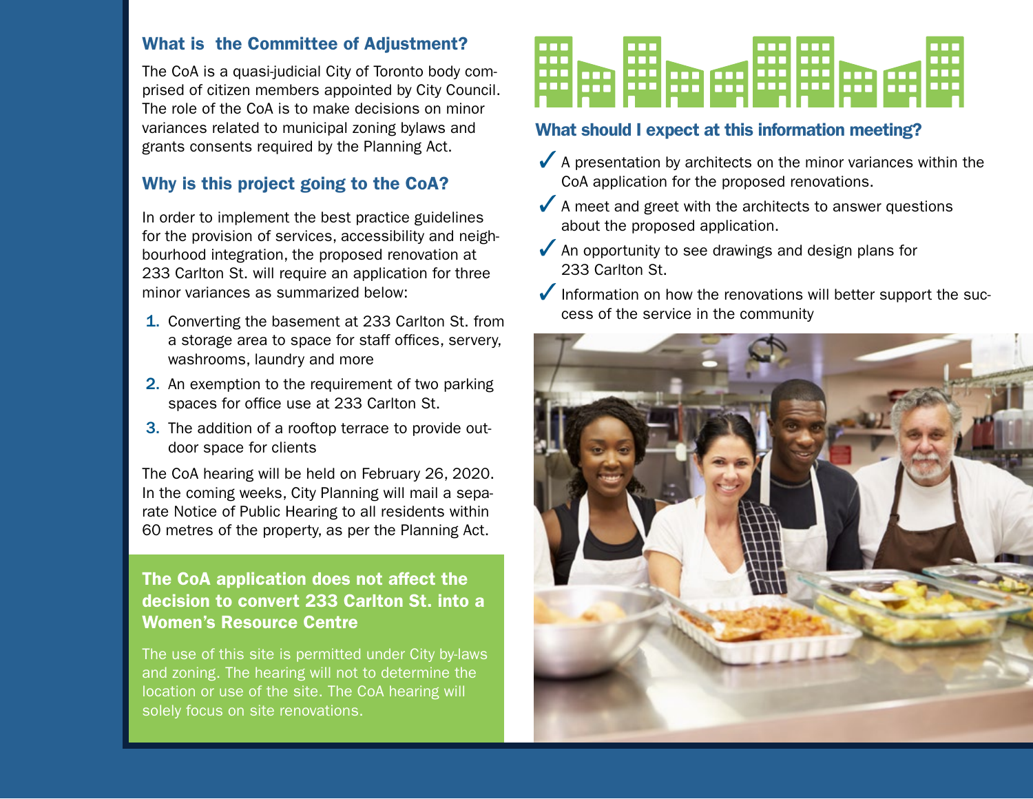## What is the Committee of Adjustment?

The CoA is a quasi-judicial City of Toronto body comprised of citizen members appointed by City Council. The role of the CoA is to make decisions on minor variances related to municipal zoning bylaws and grants consents required by the Planning Act.

## Why is this project going to the CoA?

In order to implement the best practice guidelines for the provision of services, accessibility and neighbourhood integration, the proposed renovation at 233 Carlton St. will require an application for three minor variances as summarized below:

1. Converting the basement at 233 Carlton St. from a storage area to space for staff offices, servery, washrooms, laundry and more
2. An exemption to the requirement of two parking spaces for office use at 233 Carlton St.
3. The addition of a rooftop terrace to provide outdoor space for clients

The CoA hearing will be held on February 26, 2020. In the coming weeks, City Planning will mail a separate Notice of Public Hearing to all residents within 60 metres of the property, as per the Planning Act.

**The CoA application does not affect the decision to convert 233 Carlton St. into a Women's Resource Centre**

The use of this site is permitted under City by-laws and zoning. The hearing will not to determine the location or use of the site. The CoA hearing will solely focus on site renovations.

## What should I expect at this information meeting?

- ✓ A presentation by architects on the minor variances within the CoA application for the proposed renovations.
- ✓ A meet and greet with the architects to answer questions about the proposed application.
- ✓ An opportunity to see drawings and design plans for 233 Carlton St.
- ✓ Information on how the renovations will better support the success of the service in the community